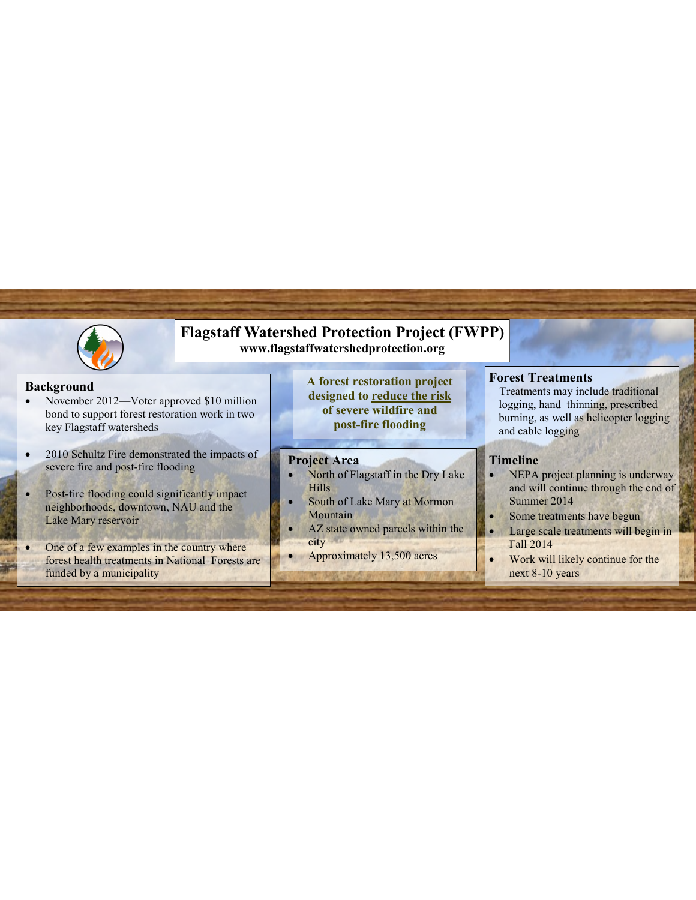# Flagstaff Watershed Protection Project (FWPP)

**www.flagstaffwatershedprotection.org**

## Background

- November 2012—Voter approved $10 million bond to support forest restoration work in two key Flagstaff watersheds
- 2010 Schultz Fire demonstrated the impacts of severe fire and post-fire flooding
- Post-fire flooding could significantly impact neighborhoods, downtown, NAU and the Lake Mary reservoir
- One of a few examples in the country where forest health treatments in National Forests are funded by a municipality

**A forest restoration project designed to reduce the risk of severe wildfire and post-fire flooding**

## Project Area

- North of Flagstaff in the Dry Lake Hills
- South of Lake Mary at Mormon Mountain
- AZ state owned parcels within the city
- Approximately 13,500 acres

## Forest Treatments

Treatments may include traditional logging, hand thinning, prescribed burning, as well as helicopter logging and cable logging

## Timeline

- NEPA project planning is underway and will continue through the end of Summer 2014
- Some treatments have begun
- Large scale treatments will begin in Fall 2014
- Work will likely continue for the next 8-10 years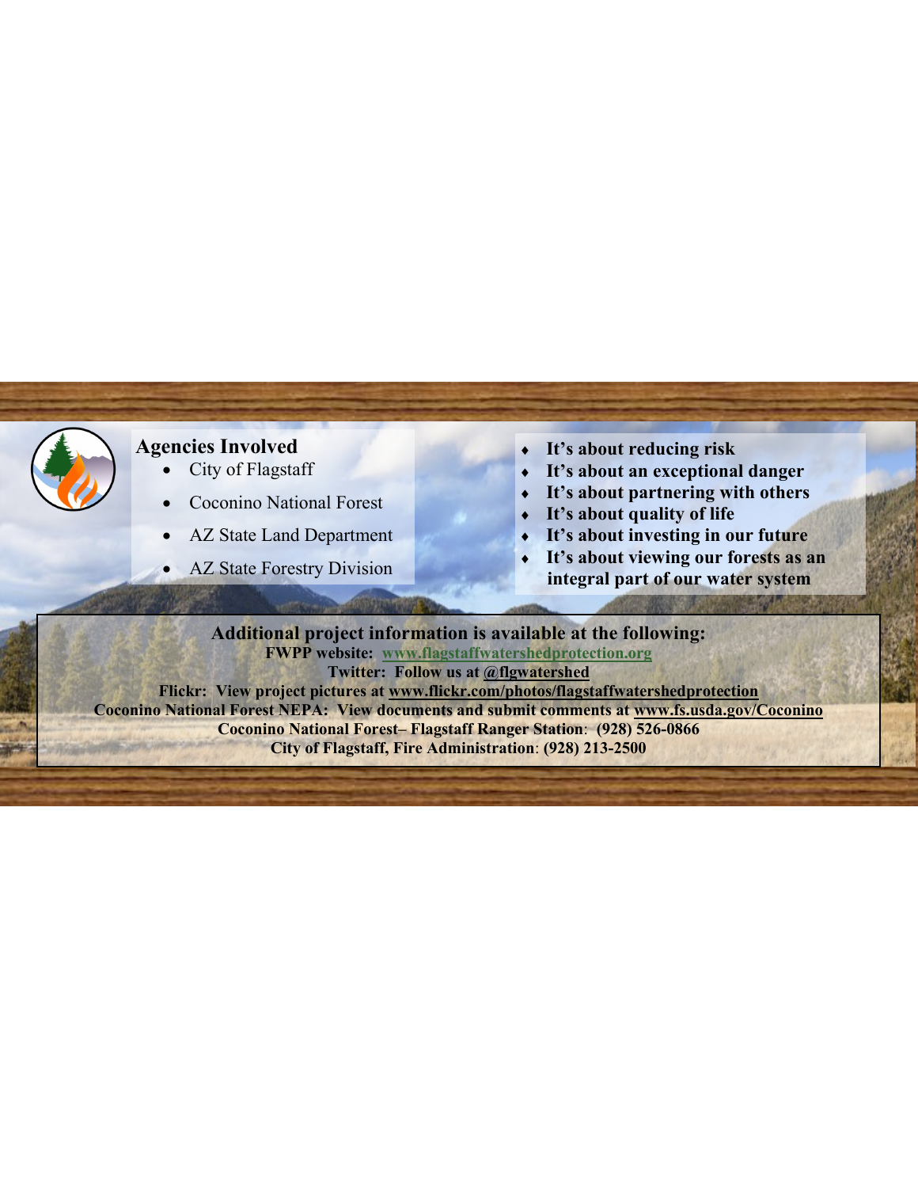## Agencies Involved

- City of Flagstaff
- Coconino National Forest
- AZ State Land Department
- AZ State Forestry Division

- **It's about reducing risk**
- **It's about an exceptional danger**
- **It's about partnering with others**
- **It's about quality of life**
- **It's about investing in our future**
- **It's about viewing our forests as an integral part of our water system**

**Additional project information is available at the following:**

**FWPP website: www.flagstaffwatershedprotection.org**

**Twitter: Follow us at @flgwatershed**

**Flickr: View project pictures at www.flickr.com/photos/flagstaffwatershedprotection**

**Coconino National Forest NEPA: View documents and submit comments at www.fs.usda.gov/Coconino**

**Coconino National Forest– Flagstaff Ranger Station: (928) 526-0866**

**City of Flagstaff, Fire Administration: (928) 213-2500**